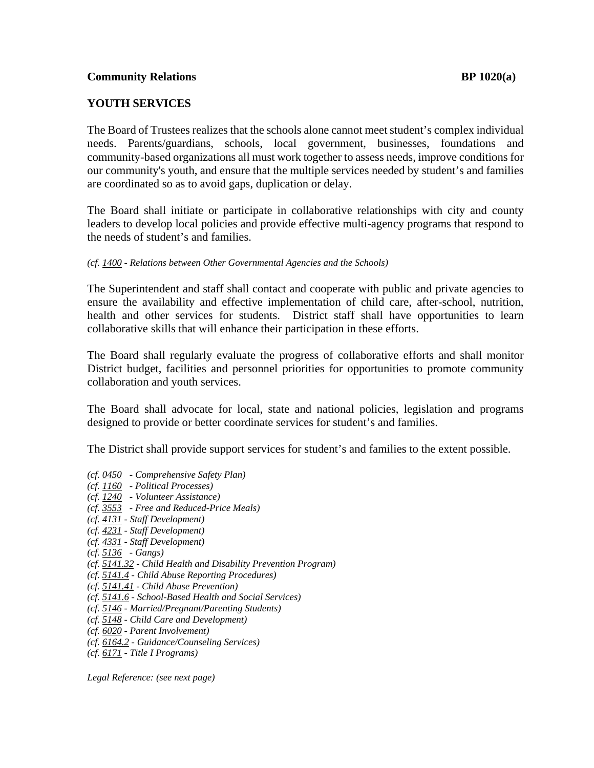**Community Relations** **BP 1020(a)**

## YOUTH SERVICES

The Board of Trustees realizes that the schools alone cannot meet student's complex individual needs. Parents/guardians, schools, local government, businesses, foundations and community-based organizations all must work together to assess needs, improve conditions for our community's youth, and ensure that the multiple services needed by student's and families are coordinated so as to avoid gaps, duplication or delay.

The Board shall initiate or participate in collaborative relationships with city and county leaders to develop local policies and provide effective multi-agency programs that respond to the needs of student's and families.

*(cf. 1400 - Relations between Other Governmental Agencies and the Schools)*

The Superintendent and staff shall contact and cooperate with public and private agencies to ensure the availability and effective implementation of child care, after-school, nutrition, health and other services for students. District staff shall have opportunities to learn collaborative skills that will enhance their participation in these efforts.

The Board shall regularly evaluate the progress of collaborative efforts and shall monitor District budget, facilities and personnel priorities for opportunities to promote community collaboration and youth services.

The Board shall advocate for local, state and national policies, legislation and programs designed to provide or better coordinate services for student's and families.

The District shall provide support services for student's and families to the extent possible.

*(cf. 0450 - Comprehensive Safety Plan)*
*(cf. 1160 - Political Processes)*
*(cf. 1240 - Volunteer Assistance)*
*(cf. 3553 - Free and Reduced-Price Meals)*
*(cf. 4131 - Staff Development)*
*(cf. 4231 - Staff Development)*
*(cf. 4331 - Staff Development)*
*(cf. 5136 - Gangs)*
*(cf. 5141.32 - Child Health and Disability Prevention Program)*
*(cf. 5141.4 - Child Abuse Reporting Procedures)*
*(cf. 5141.41 - Child Abuse Prevention)*
*(cf. 5141.6 - School-Based Health and Social Services)*
*(cf. 5146 - Married/Pregnant/Parenting Students)*
*(cf. 5148 - Child Care and Development)*
*(cf. 6020 - Parent Involvement)*
*(cf. 6164.2 - Guidance/Counseling Services)*
*(cf. 6171 - Title I Programs)*

*Legal Reference: (see next page)*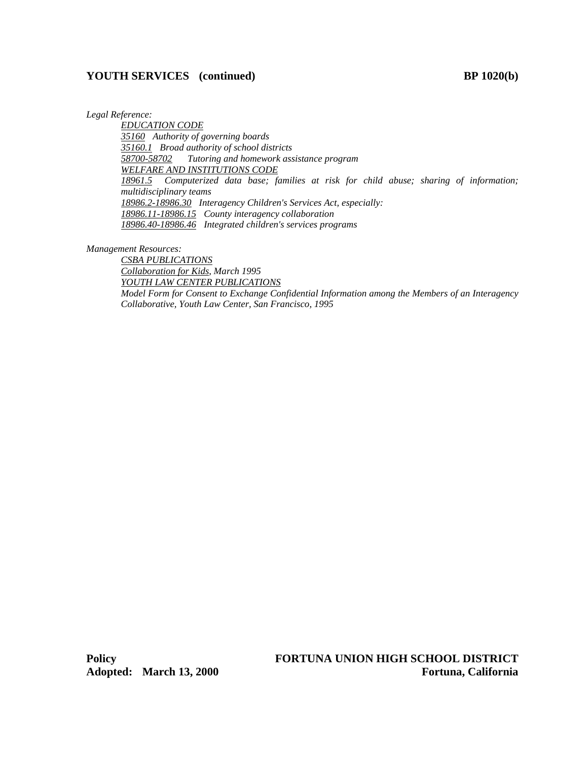*Legal Reference:*

*EDUCATION CODE*

*35160 Authority of governing boards*

*35160.1 Broad authority of school districts*

*58700-58702 Tutoring and homework assistance program*

*WELFARE AND INSTITUTIONS CODE*

*18961.5 Computerized data base; families at risk for child abuse; sharing of information; multidisciplinary teams*

*18986.2-18986.30 Interagency Children's Services Act, especially:*

*18986.11-18986.15 County interagency collaboration*

*18986.40-18986.46 Integrated children's services programs*

*Management Resources:*

*CSBA PUBLICATIONS*

*Collaboration for Kids, March 1995*

*YOUTH LAW CENTER PUBLICATIONS*

*Model Form for Consent to Exchange Confidential Information among the Members of an Interagency Collaborative, Youth Law Center, San Francisco, 1995*

**Policy**
**Adopted: March 13, 2000**

**FORTUNA UNION HIGH SCHOOL DISTRICT**
**Fortuna, California**